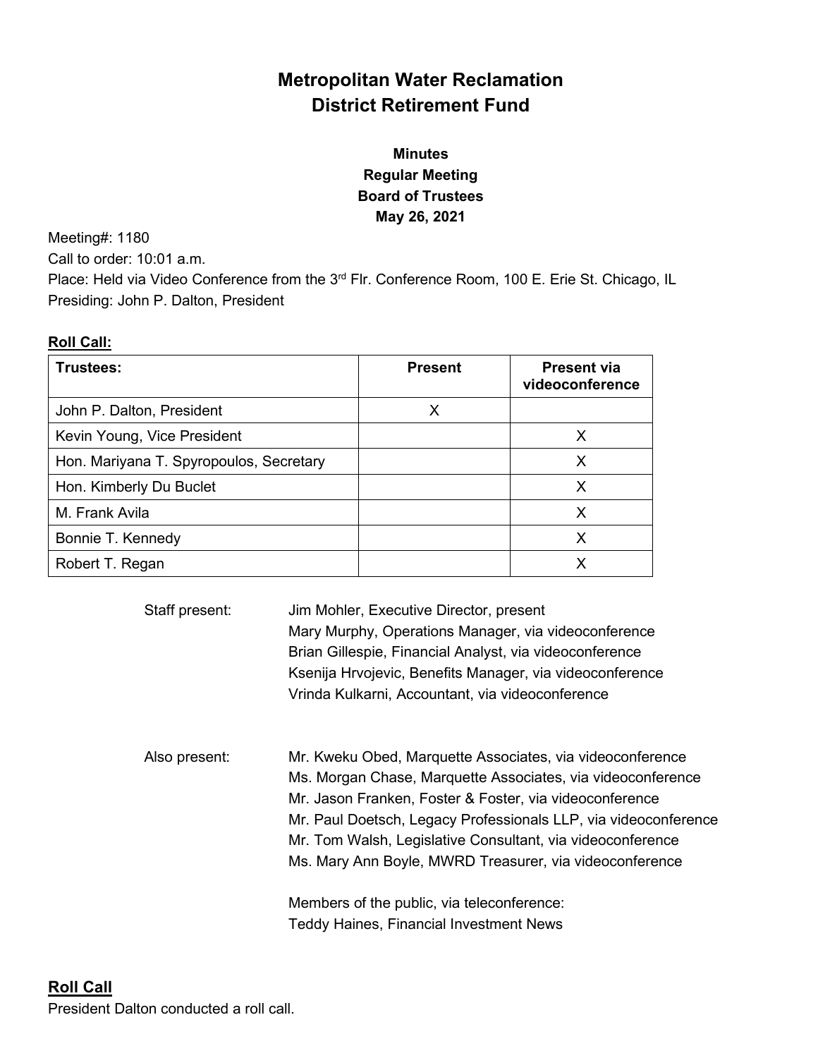# Metropolitan Water Reclamation District Retirement Fund

## Minutes
## Regular Meeting
## Board of Trustees
## May 26, 2021

Meeting#: 1180
Call to order: 10:01 a.m.
Place: Held via Video Conference from the 3rd Flr. Conference Room, 100 E. Erie St. Chicago, IL
Presiding: John P. Dalton, President

**Roll Call:**

| Trustees: | Present | Present via videoconference |
|---|---|---|
| John P. Dalton, President | X | |
| Kevin Young, Vice President | | X |
| Hon. Mariyana T. Spyropoulos, Secretary | | X |
| Hon. Kimberly Du Buclet | | X |
| M. Frank Avila | | X |
| Bonnie T. Kennedy | | X |
| Robert T. Regan | | X |

Staff present:
Jim Mohler, Executive Director, present
Mary Murphy, Operations Manager, via videoconference
Brian Gillespie, Financial Analyst, via videoconference
Ksenija Hrvojevic, Benefits Manager, via videoconference
Vrinda Kulkarni, Accountant, via videoconference

Also present:
Mr. Kweku Obed, Marquette Associates, via videoconference
Ms. Morgan Chase, Marquette Associates, via videoconference
Mr. Jason Franken, Foster & Foster, via videoconference
Mr. Paul Doetsch, Legacy Professionals LLP, via videoconference
Mr. Tom Walsh, Legislative Consultant, via videoconference
Ms. Mary Ann Boyle, MWRD Treasurer, via videoconference

Members of the public, via teleconference:
Teddy Haines, Financial Investment News

**Roll Call**

President Dalton conducted a roll call.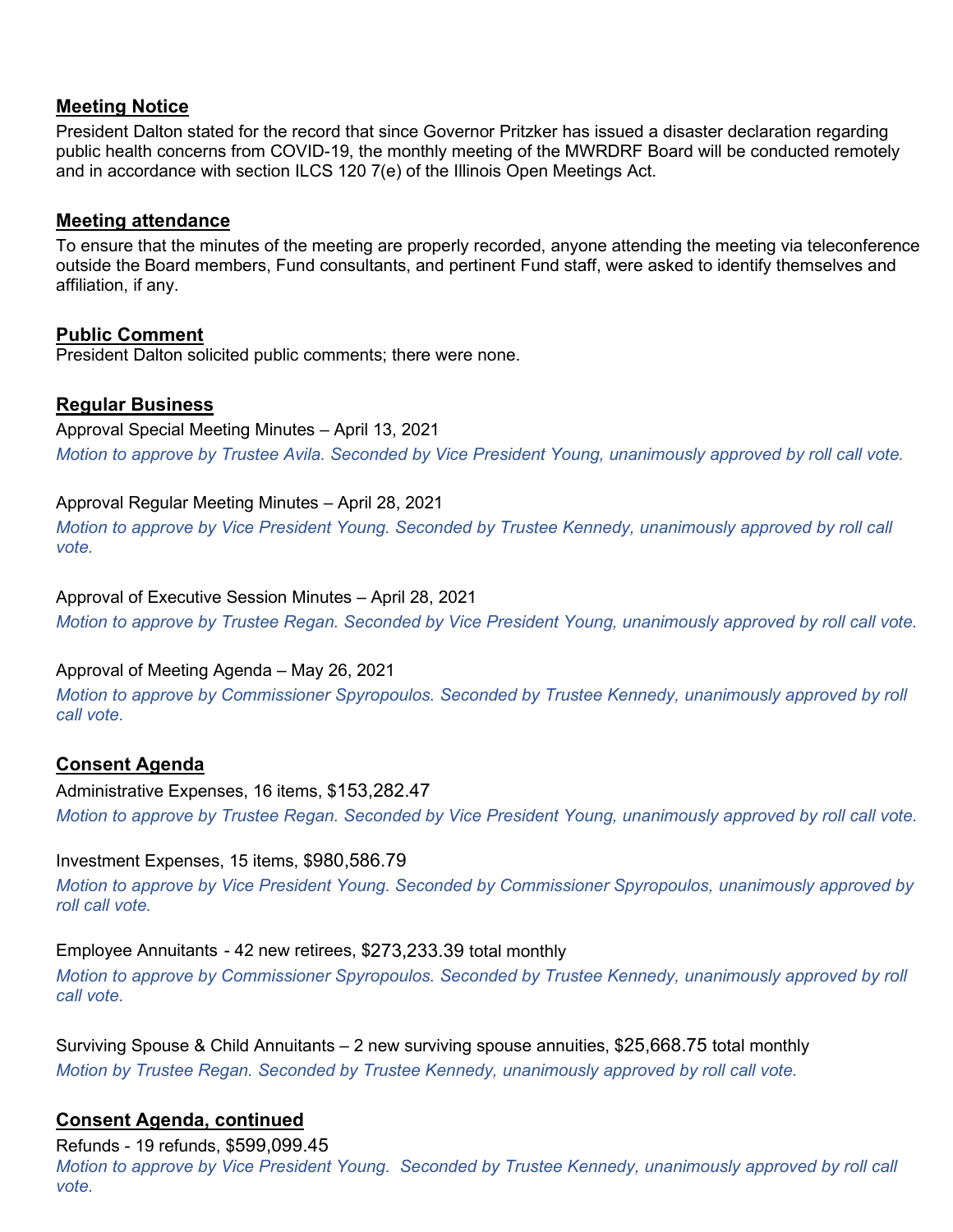## Meeting Notice

President Dalton stated for the record that since Governor Pritzker has issued a disaster declaration regarding public health concerns from COVID-19, the monthly meeting of the MWRDRF Board will be conducted remotely and in accordance with section ILCS 120 7(e) of the Illinois Open Meetings Act.

## Meeting attendance

To ensure that the minutes of the meeting are properly recorded, anyone attending the meeting via teleconference outside the Board members, Fund consultants, and pertinent Fund staff, were asked to identify themselves and affiliation, if any.

## Public Comment

President Dalton solicited public comments; there were none.

## Regular Business

Approval Special Meeting Minutes – April 13, 2021

*Motion to approve by Trustee Avila. Seconded by Vice President Young, unanimously approved by roll call vote.*

Approval Regular Meeting Minutes – April 28, 2021

*Motion to approve by Vice President Young. Seconded by Trustee Kennedy, unanimously approved by roll call vote.*

Approval of Executive Session Minutes – April 28, 2021

*Motion to approve by Trustee Regan. Seconded by Vice President Young, unanimously approved by roll call vote.*

Approval of Meeting Agenda – May 26, 2021

*Motion to approve by Commissioner Spyropoulos. Seconded by Trustee Kennedy, unanimously approved by roll call vote.*

## Consent Agenda

Administrative Expenses, 16 items, $153,282.47

*Motion to approve by Trustee Regan. Seconded by Vice President Young, unanimously approved by roll call vote.*

Investment Expenses, 15 items, $980,586.79

*Motion to approve by Vice President Young. Seconded by Commissioner Spyropoulos, unanimously approved by roll call vote.*

Employee Annuitants - 42 new retirees, $273,233.39 total monthly

*Motion to approve by Commissioner Spyropoulos. Seconded by Trustee Kennedy, unanimously approved by roll call vote.*

Surviving Spouse & Child Annuitants – 2 new surviving spouse annuities, $25,668.75 total monthly

*Motion by Trustee Regan. Seconded by Trustee Kennedy, unanimously approved by roll call vote.*

## Consent Agenda, continued

Refunds - 19 refunds, $599,099.45

*Motion to approve by Vice President Young. Seconded by Trustee Kennedy, unanimously approved by roll call vote.*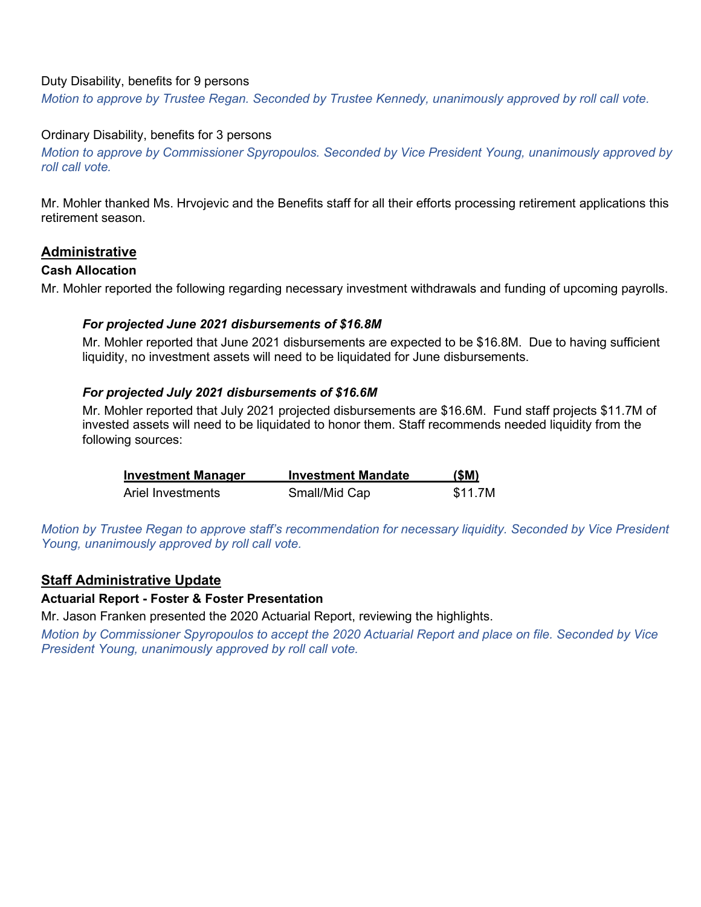Duty Disability, benefits for 9 persons

*Motion to approve by Trustee Regan. Seconded by Trustee Kennedy, unanimously approved by roll call vote.*

Ordinary Disability, benefits for 3 persons

*Motion to approve by Commissioner Spyropoulos. Seconded by Vice President Young, unanimously approved by roll call vote.*

Mr. Mohler thanked Ms. Hrvojevic and the Benefits staff for all their efforts processing retirement applications this retirement season.

## Administrative

### Cash Allocation

Mr. Mohler reported the following regarding necessary investment withdrawals and funding of upcoming payrolls.

***For projected June 2021 disbursements of $16.8M***

Mr. Mohler reported that June 2021 disbursements are expected to be $16.8M. Due to having sufficient liquidity, no investment assets will need to be liquidated for June disbursements.

***For projected July 2021 disbursements of $16.6M***

Mr. Mohler reported that July 2021 projected disbursements are $16.6M. Fund staff projects $11.7M of invested assets will need to be liquidated to honor them. Staff recommends needed liquidity from the following sources:

| Investment Manager | Investment Mandate | ($M) |
|---|---|---|
| Ariel Investments | Small/Mid Cap | $11.7M |

*Motion by Trustee Regan to approve staff's recommendation for necessary liquidity. Seconded by Vice President Young, unanimously approved by roll call vote.*

## Staff Administrative Update

### Actuarial Report - Foster & Foster Presentation

Mr. Jason Franken presented the 2020 Actuarial Report, reviewing the highlights.

*Motion by Commissioner Spyropoulos to accept the 2020 Actuarial Report and place on file. Seconded by Vice President Young, unanimously approved by roll call vote.*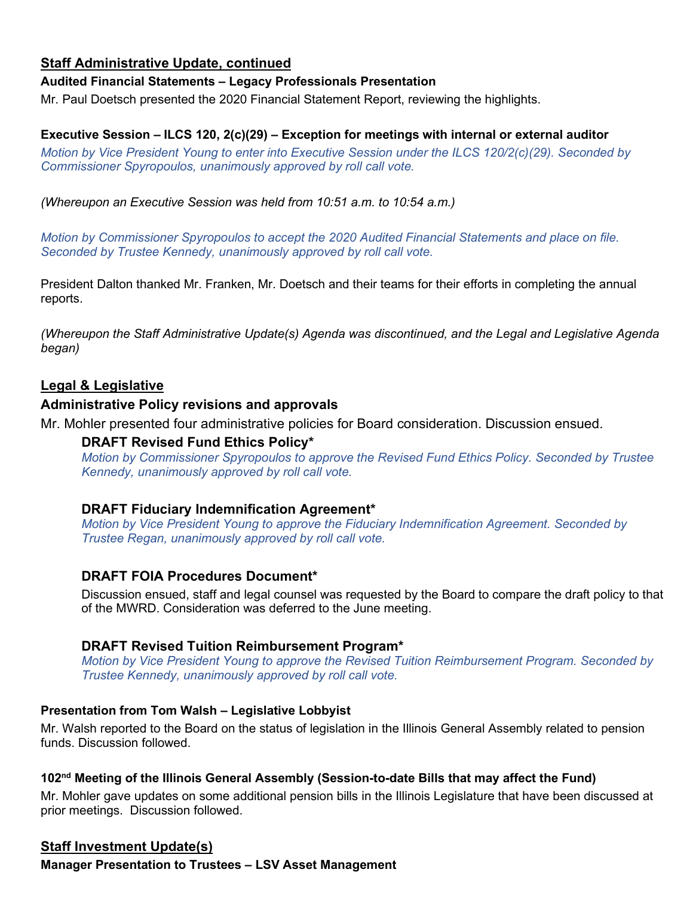## Staff Administrative Update, continued

### Audited Financial Statements – Legacy Professionals Presentation

Mr. Paul Doetsch presented the 2020 Financial Statement Report, reviewing the highlights.

### Executive Session – ILCS 120, 2(c)(29) – Exception for meetings with internal or external auditor

*Motion by Vice President Young to enter into Executive Session under the ILCS 120/2(c)(29). Seconded by Commissioner Spyropoulos, unanimously approved by roll call vote.*

*(Whereupon an Executive Session was held from 10:51 a.m. to 10:54 a.m.)*

*Motion by Commissioner Spyropoulos to accept the 2020 Audited Financial Statements and place on file. Seconded by Trustee Kennedy, unanimously approved by roll call vote.*

President Dalton thanked Mr. Franken, Mr. Doetsch and their teams for their efforts in completing the annual reports.

*(Whereupon the Staff Administrative Update(s) Agenda was discontinued, and the Legal and Legislative Agenda began)*

## Legal & Legislative

### Administrative Policy revisions and approvals

Mr. Mohler presented four administrative policies for Board consideration. Discussion ensued.

#### DRAFT Revised Fund Ethics Policy*

*Motion by Commissioner Spyropoulos to approve the Revised Fund Ethics Policy. Seconded by Trustee Kennedy, unanimously approved by roll call vote.*

#### DRAFT Fiduciary Indemnification Agreement*

*Motion by Vice President Young to approve the Fiduciary Indemnification Agreement. Seconded by Trustee Regan, unanimously approved by roll call vote.*

#### DRAFT FOIA Procedures Document*

Discussion ensued, staff and legal counsel was requested by the Board to compare the draft policy to that of the MWRD. Consideration was deferred to the June meeting.

#### DRAFT Revised Tuition Reimbursement Program*

*Motion by Vice President Young to approve the Revised Tuition Reimbursement Program. Seconded by Trustee Kennedy, unanimously approved by roll call vote.*

### Presentation from Tom Walsh – Legislative Lobbyist

Mr. Walsh reported to the Board on the status of legislation in the Illinois General Assembly related to pension funds. Discussion followed.

### 102nd Meeting of the Illinois General Assembly (Session-to-date Bills that may affect the Fund)

Mr. Mohler gave updates on some additional pension bills in the Illinois Legislature that have been discussed at prior meetings. Discussion followed.

## Staff Investment Update(s)

### Manager Presentation to Trustees – LSV Asset Management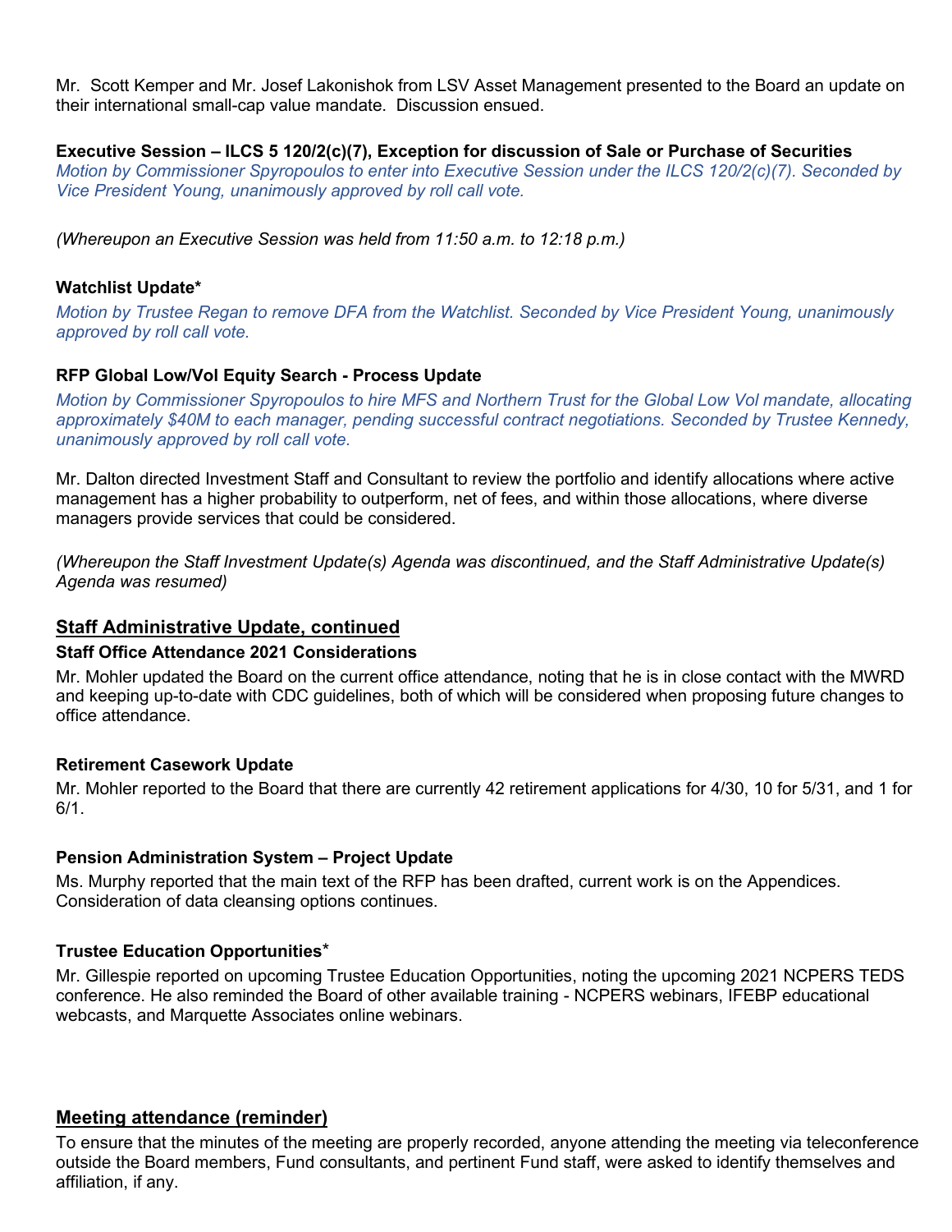Mr. Scott Kemper and Mr. Josef Lakonishok from LSV Asset Management presented to the Board an update on their international small-cap value mandate. Discussion ensued.

**Executive Session – ILCS 5 120/2(c)(7), Exception for discussion of Sale or Purchase of Securities**

*Motion by Commissioner Spyropoulos to enter into Executive Session under the ILCS 120/2(c)(7). Seconded by Vice President Young, unanimously approved by roll call vote.*

*(Whereupon an Executive Session was held from 11:50 a.m. to 12:18 p.m.)*

**Watchlist Update***

*Motion by Trustee Regan to remove DFA from the Watchlist. Seconded by Vice President Young, unanimously approved by roll call vote.*

**RFP Global Low/Vol Equity Search - Process Update**

*Motion by Commissioner Spyropoulos to hire MFS and Northern Trust for the Global Low Vol mandate, allocating approximately $40M to each manager, pending successful contract negotiations. Seconded by Trustee Kennedy, unanimously approved by roll call vote.*

Mr. Dalton directed Investment Staff and Consultant to review the portfolio and identify allocations where active management has a higher probability to outperform, net of fees, and within those allocations, where diverse managers provide services that could be considered.

*(Whereupon the Staff Investment Update(s) Agenda was discontinued, and the Staff Administrative Update(s) Agenda was resumed)*

## Staff Administrative Update, continued

**Staff Office Attendance 2021 Considerations**

Mr. Mohler updated the Board on the current office attendance, noting that he is in close contact with the MWRD and keeping up-to-date with CDC guidelines, both of which will be considered when proposing future changes to office attendance.

**Retirement Casework Update**

Mr. Mohler reported to the Board that there are currently 42 retirement applications for 4/30, 10 for 5/31, and 1 for 6/1.

**Pension Administration System – Project Update**

Ms. Murphy reported that the main text of the RFP has been drafted, current work is on the Appendices. Consideration of data cleansing options continues.

**Trustee Education Opportunities***

Mr. Gillespie reported on upcoming Trustee Education Opportunities, noting the upcoming 2021 NCPERS TEDS conference. He also reminded the Board of other available training - NCPERS webinars, IFEBP educational webcasts, and Marquette Associates online webinars.

## Meeting attendance (reminder)

To ensure that the minutes of the meeting are properly recorded, anyone attending the meeting via teleconference outside the Board members, Fund consultants, and pertinent Fund staff, were asked to identify themselves and affiliation, if any.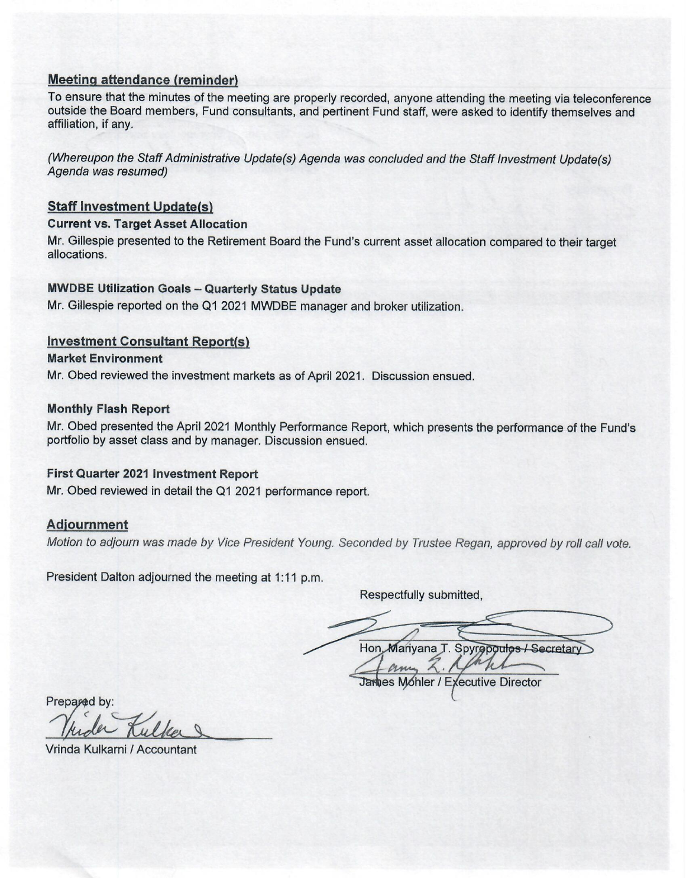## Meeting attendance (reminder)

To ensure that the minutes of the meeting are properly recorded, anyone attending the meeting via teleconference outside the Board members, Fund consultants, and pertinent Fund staff, were asked to identify themselves and affiliation, if any.

*(Whereupon the Staff Administrative Update(s) Agenda was concluded and the Staff Investment Update(s) Agenda was resumed)*

## Staff Investment Update(s)

### Current vs. Target Asset Allocation

Mr. Gillespie presented to the Retirement Board the Fund's current asset allocation compared to their target allocations.

### MWDBE Utilization Goals – Quarterly Status Update

Mr. Gillespie reported on the Q1 2021 MWDBE manager and broker utilization.

## Investment Consultant Report(s)

### Market Environment

Mr. Obed reviewed the investment markets as of April 2021. Discussion ensued.

### Monthly Flash Report

Mr. Obed presented the April 2021 Monthly Performance Report, which presents the performance of the Fund's portfolio by asset class and by manager. Discussion ensued.

### First Quarter 2021 Investment Report

Mr. Obed reviewed in detail the Q1 2021 performance report.

## Adjournment

*Motion to adjourn was made by Vice President Young. Seconded by Trustee Regan, approved by roll call vote.*

President Dalton adjourned the meeting at 1:11 p.m.

Respectfully submitted,

Hon. Mariyana T. Spyropoulos / Secretary

James Mohler / Executive Director

Prepared by:

Vrinda Kulkarni / Accountant